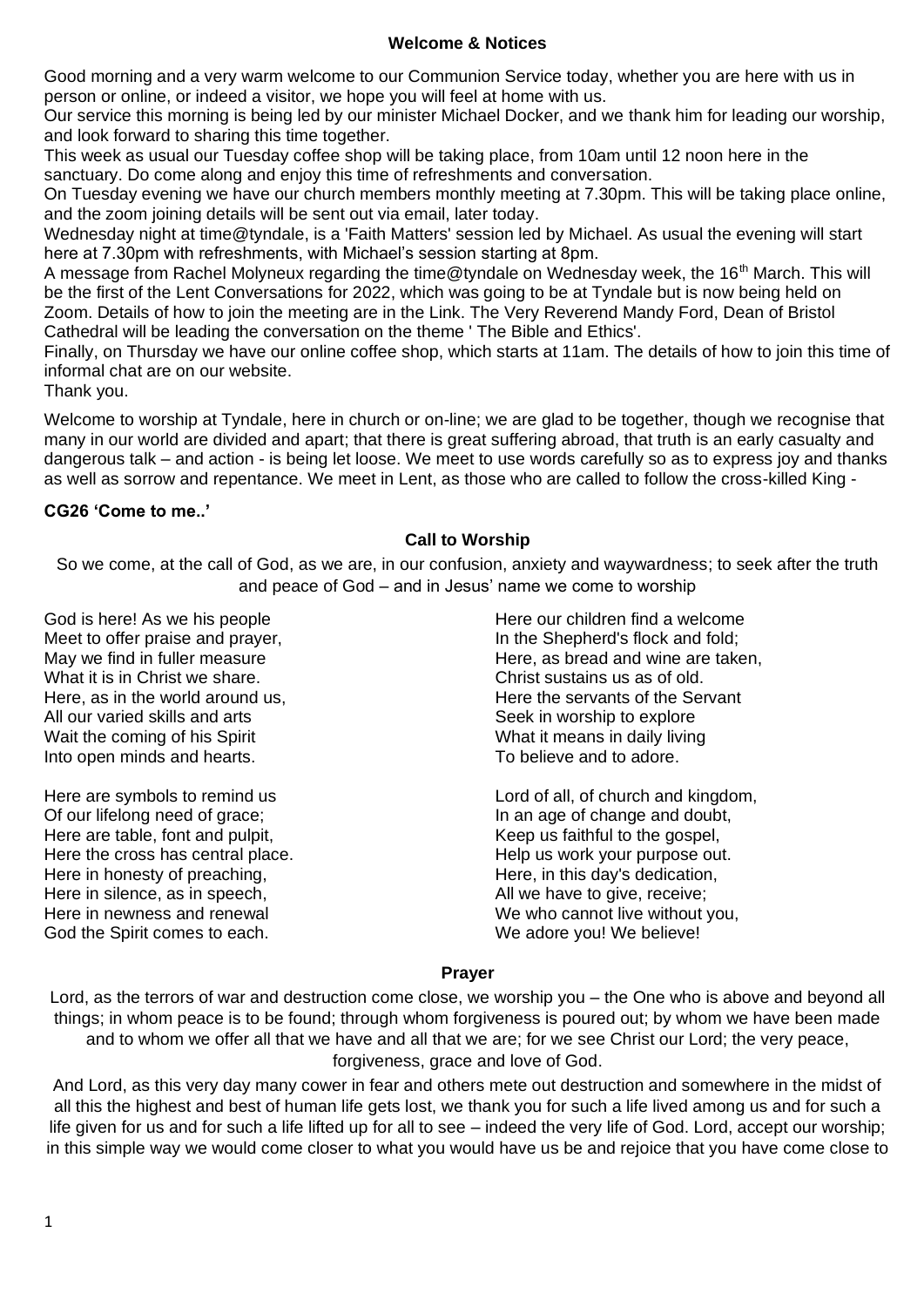## Welcome & Notices

Good morning and a very warm welcome to our Communion Service today, whether you are here with us in person or online, or indeed a visitor, we hope you will feel at home with us.

Our service this morning is being led by our minister Michael Docker, and we thank him for leading our worship, and look forward to sharing this time together.

This week as usual our Tuesday coffee shop will be taking place, from 10am until 12 noon here in the sanctuary. Do come along and enjoy this time of refreshments and conversation.

On Tuesday evening we have our church members monthly meeting at 7.30pm. This will be taking place online, and the zoom joining details will be sent out via email, later today.

Wednesday night at time@tyndale, is a 'Faith Matters' session led by Michael. As usual the evening will start here at 7.30pm with refreshments, with Michael's session starting at 8pm.

A message from Rachel Molyneux regarding the time@tyndale on Wednesday week, the 16th March. This will be the first of the Lent Conversations for 2022, which was going to be at Tyndale but is now being held on Zoom. Details of how to join the meeting are in the Link. The Very Reverend Mandy Ford, Dean of Bristol Cathedral will be leading the conversation on the theme ' The Bible and Ethics'.

Finally, on Thursday we have our online coffee shop, which starts at 11am. The details of how to join this time of informal chat are on our website.

Thank you.

Welcome to worship at Tyndale, here in church or on-line; we are glad to be together, though we recognise that many in our world are divided and apart; that there is great suffering abroad, that truth is an early casualty and dangerous talk – and action - is being let loose. We meet to use words carefully so as to express joy and thanks as well as sorrow and repentance. We meet in Lent, as those who are called to follow the cross-killed King -

**CG26 'Come to me..'**

## Call to Worship

So we come, at the call of God, as we are, in our confusion, anxiety and waywardness; to seek after the truth and peace of God – and in Jesus' name we come to worship

God is here! As we his people
Meet to offer praise and prayer,
May we find in fuller measure
What it is in Christ we share.
Here, as in the world around us,
All our varied skills and arts
Wait the coming of his Spirit
Into open minds and hearts.

Here are symbols to remind us
Of our lifelong need of grace;
Here are table, font and pulpit,
Here the cross has central place.
Here in honesty of preaching,
Here in silence, as in speech,
Here in newness and renewal
God the Spirit comes to each.

Here our children find a welcome
In the Shepherd's flock and fold;
Here, as bread and wine are taken,
Christ sustains us as of old.
Here the servants of the Servant
Seek in worship to explore
What it means in daily living
To believe and to adore.

Lord of all, of church and kingdom,
In an age of change and doubt,
Keep us faithful to the gospel,
Help us work your purpose out.
Here, in this day's dedication,
All we have to give, receive;
We who cannot live without you,
We adore you! We believe!

## Prayer

Lord, as the terrors of war and destruction come close, we worship you – the One who is above and beyond all things; in whom peace is to be found; through whom forgiveness is poured out; by whom we have been made and to whom we offer all that we have and all that we are; for we see Christ our Lord; the very peace, forgiveness, grace and love of God.

And Lord, as this very day many cower in fear and others mete out destruction and somewhere in the midst of all this the highest and best of human life gets lost, we thank you for such a life lived among us and for such a life given for us and for such a life lifted up for all to see – indeed the very life of God. Lord, accept our worship; in this simple way we would come closer to what you would have us be and rejoice that you have come close to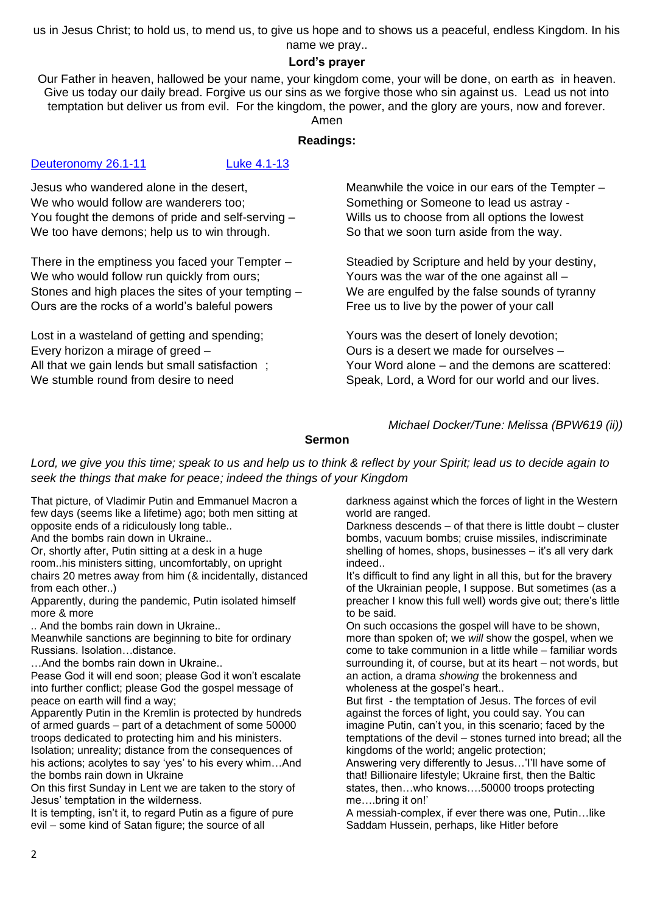us in Jesus Christ; to hold us, to mend us, to give us hope and to shows us a peaceful, endless Kingdom. In his name we pray..

**Lord's prayer**

Our Father in heaven, hallowed be your name, your kingdom come, your will be done, on earth as in heaven. Give us today our daily bread. Forgive us our sins as we forgive those who sin against us. Lead us not into temptation but deliver us from evil. For the kingdom, the power, and the glory are yours, now and forever. Amen

**Readings:**

[Deuteronomy 26.1-11] [Luke 4.1-13]

Jesus who wandered alone in the desert,
We who would follow are wanderers too;
You fought the demons of pride and self-serving –
We too have demons; help us to win through.

There in the emptiness you faced your Tempter –
We who would follow run quickly from ours;
Stones and high places the sites of your tempting –
Ours are the rocks of a world's baleful powers

Lost in a wasteland of getting and spending;
Every horizon a mirage of greed –
All that we gain lends but small satisfaction ;
We stumble round from desire to need

Meanwhile the voice in our ears of the Tempter –
Something or Someone to lead us astray -
Wills us to choose from all options the lowest
So that we soon turn aside from the way.

Steadied by Scripture and held by your destiny,
Yours was the war of the one against all –
We are engulfed by the false sounds of tyranny
Free us to live by the power of your call

Yours was the desert of lonely devotion;
Ours is a desert we made for ourselves –
Your Word alone – and the demons are scattered:
Speak, Lord, a Word for our world and our lives.

*Michael Docker/Tune: Melissa (BPW619 (ii))*

**Sermon**

*Lord, we give you this time; speak to us and help us to think & reflect by your Spirit; lead us to decide again to seek the things that make for peace; indeed the things of your Kingdom*

That picture, of Vladimir Putin and Emmanuel Macron a few days (seems like a lifetime) ago; both men sitting at opposite ends of a ridiculously long table..
And the bombs rain down in Ukraine..
Or, shortly after, Putin sitting at a desk in a huge room..his ministers sitting, uncomfortably, on upright chairs 20 metres away from him (& incidentally, distanced from each other..)
Apparently, during the pandemic, Putin isolated himself more & more
.. And the bombs rain down in Ukraine..
Meanwhile sanctions are beginning to bite for ordinary Russians. Isolation…distance.
…And the bombs rain down in Ukraine..
Pease God it will end soon; please God it won't escalate into further conflict; please God the gospel message of peace on earth will find a way;
Apparently Putin in the Kremlin is protected by hundreds of armed guards – part of a detachment of some 50000 troops dedicated to protecting him and his ministers.
Isolation; unreality; distance from the consequences of his actions; acolytes to say 'yes' to his every whim…And the bombs rain down in Ukraine
On this first Sunday in Lent we are taken to the story of Jesus' temptation in the wilderness.
It is tempting, isn't it, to regard Putin as a figure of pure evil – some kind of Satan figure; the source of all darkness against which the forces of light in the Western world are ranged.
Darkness descends – of that there is little doubt – cluster bombs, vacuum bombs; cruise missiles, indiscriminate shelling of homes, shops, businesses – it's all very dark indeed..
It's difficult to find any light in all this, but for the bravery of the Ukrainian people, I suppose. But sometimes (as a preacher I know this full well) words give out; there's little to be said.
On such occasions the gospel will have to be shown, more than spoken of; we *will* show the gospel, when we come to take communion in a little while – familiar words surrounding it, of course, but at its heart – not words, but an action, a drama *showing* the brokenness and wholeness at the gospel's heart..
But first - the temptation of Jesus. The forces of evil against the forces of light, you could say. You can imagine Putin, can't you, in this scenario; faced by the temptations of the devil – stones turned into bread; all the kingdoms of the world; angelic protection;
Answering very differently to Jesus…'I'll have some of that! Billionaire lifestyle; Ukraine first, then the Baltic states, then…who knows….50000 troops protecting me….bring it on!'
A messiah-complex, if ever there was one, Putin…like Saddam Hussein, perhaps, like Hitler before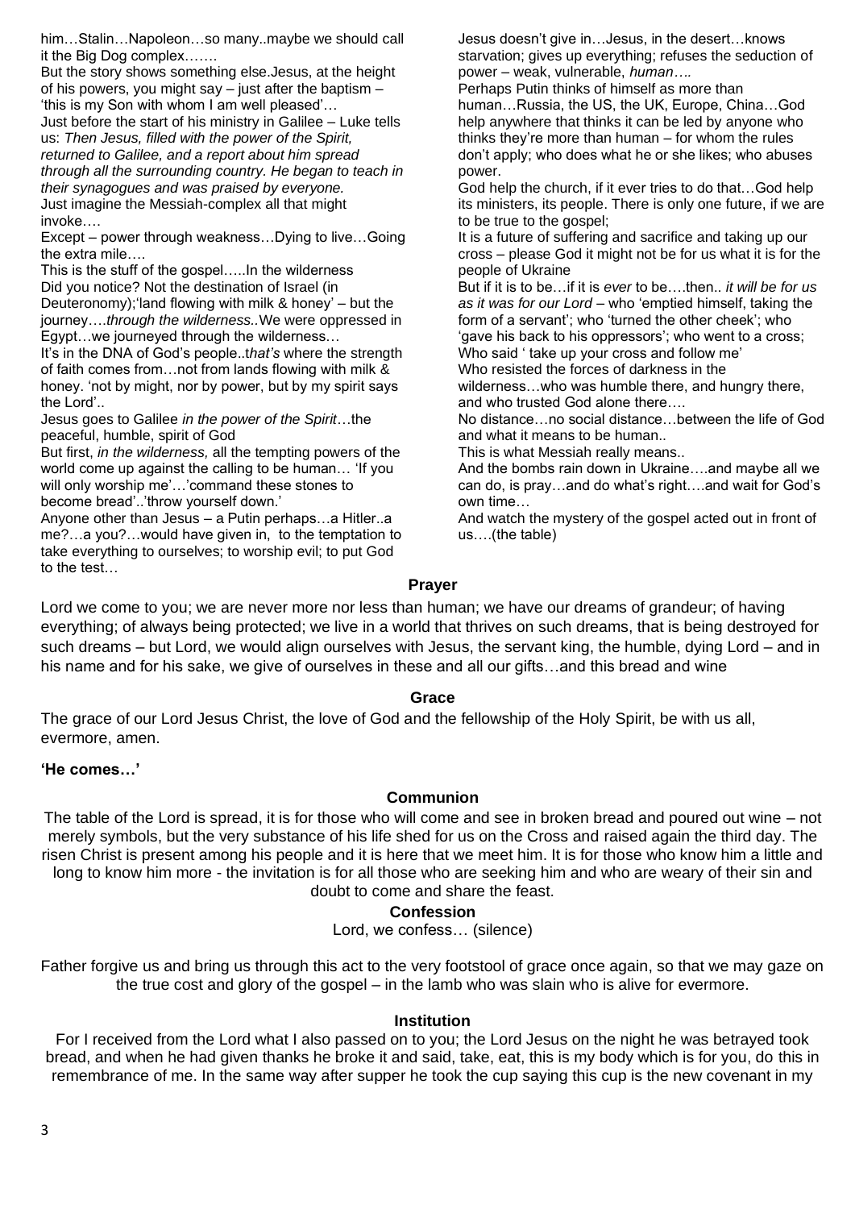him…Stalin…Napoleon…so many..maybe we should call it the Big Dog complex…….

But the story shows something else.Jesus, at the height of his powers, you might say – just after the baptism – 'this is my Son with whom I am well pleased'…

Just before the start of his ministry in Galilee – Luke tells us: *Then Jesus, filled with the power of the Spirit, returned to Galilee, and a report about him spread through all the surrounding country. He began to teach in their synagogues and was praised by everyone.*

Just imagine the Messiah-complex all that might invoke….

Except – power through weakness…Dying to live…Going the extra mile….

This is the stuff of the gospel…..In the wilderness

Did you notice? Not the destination of Israel (in Deuteronomy);'land flowing with milk & honey' – but the journey….*through the wilderness..*We were oppressed in Egypt…we journeyed through the wilderness…

It's in the DNA of God's people..*that's* where the strength of faith comes from…not from lands flowing with milk & honey. 'not by might, nor by power, but by my spirit says the Lord'..

Jesus goes to Galilee *in the power of the Spirit*…the peaceful, humble, spirit of God

But first, *in the wilderness,* all the tempting powers of the world come up against the calling to be human… 'If you will only worship me'…'command these stones to become bread'..'throw yourself down.'

Anyone other than Jesus – a Putin perhaps…a Hitler..a me?…a you?…would have given in, to the temptation to take everything to ourselves; to worship evil; to put God to the test…

Jesus doesn't give in…Jesus, in the desert…knows starvation; gives up everything; refuses the seduction of power – weak, vulnerable, *human….*

Perhaps Putin thinks of himself as more than human…Russia, the US, the UK, Europe, China…God help anywhere that thinks it can be led by anyone who thinks they're more than human – for whom the rules don't apply; who does what he or she likes; who abuses power.

God help the church, if it ever tries to do that…God help its ministers, its people. There is only one future, if we are to be true to the gospel;

It is a future of suffering and sacrifice and taking up our cross – please God it might not be for us what it is for the people of Ukraine

But if it is to be…if it is *ever* to be….then.. *it will be for us as it was for our Lord* – who 'emptied himself, taking the form of a servant'; who 'turned the other cheek'; who 'gave his back to his oppressors'; who went to a cross; Who said ' take up your cross and follow me'

Who resisted the forces of darkness in the wilderness…who was humble there, and hungry there, and who trusted God alone there….

No distance…no social distance…between the life of God and what it means to be human..

This is what Messiah really means..

And the bombs rain down in Ukraine….and maybe all we can do, is pray…and do what's right….and wait for God's own time…

And watch the mystery of the gospel acted out in front of us….(the table)

### Prayer

Lord we come to you; we are never more nor less than human; we have our dreams of grandeur; of having everything; of always being protected; we live in a world that thrives on such dreams, that is being destroyed for such dreams – but Lord, we would align ourselves with Jesus, the servant king, the humble, dying Lord – and in his name and for his sake, we give of ourselves in these and all our gifts…and this bread and wine

### Grace

The grace of our Lord Jesus Christ, the love of God and the fellowship of the Holy Spirit, be with us all, evermore, amen.

**'He comes…'**

### Communion

The table of the Lord is spread, it is for those who will come and see in broken bread and poured out wine – not merely symbols, but the very substance of his life shed for us on the Cross and raised again the third day. The risen Christ is present among his people and it is here that we meet him. It is for those who know him a little and long to know him more - the invitation is for all those who are seeking him and who are weary of their sin and doubt to come and share the feast.

### Confession

Lord, we confess… (silence)

Father forgive us and bring us through this act to the very footstool of grace once again, so that we may gaze on the true cost and glory of the gospel – in the lamb who was slain who is alive for evermore.

### Institution

For I received from the Lord what I also passed on to you; the Lord Jesus on the night he was betrayed took bread, and when he had given thanks he broke it and said, take, eat, this is my body which is for you, do this in remembrance of me. In the same way after supper he took the cup saying this cup is the new covenant in my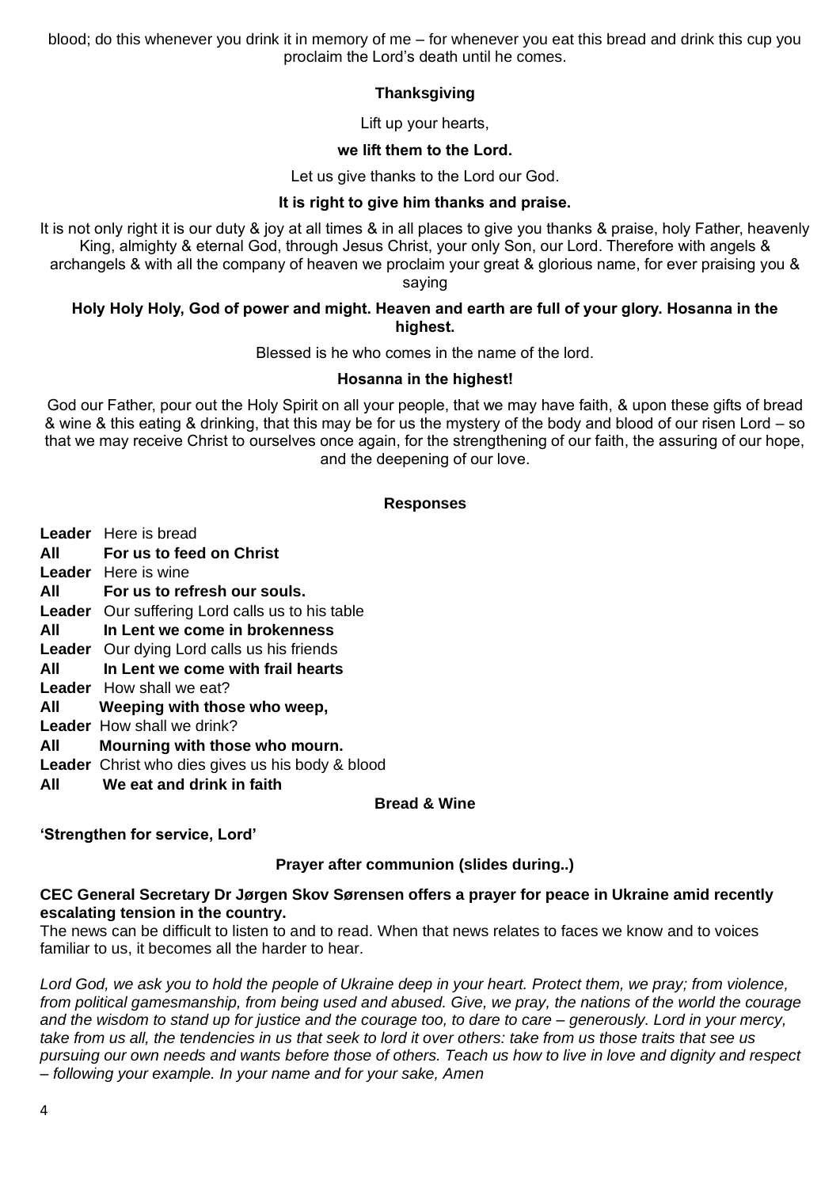blood; do this whenever you drink it in memory of me – for whenever you eat this bread and drink this cup you proclaim the Lord's death until he comes.

**Thanksgiving**

Lift up your hearts,

**we lift them to the Lord.**

Let us give thanks to the Lord our God.

**It is right to give him thanks and praise.**

It is not only right it is our duty & joy at all times & in all places to give you thanks & praise, holy Father, heavenly King, almighty & eternal God, through Jesus Christ, your only Son, our Lord. Therefore with angels & archangels & with all the company of heaven we proclaim your great & glorious name, for ever praising you & saying

**Holy Holy Holy, God of power and might. Heaven and earth are full of your glory. Hosanna in the highest.**

Blessed is he who comes in the name of the lord.

**Hosanna in the highest!**

God our Father, pour out the Holy Spirit on all your people, that we may have faith, & upon these gifts of bread & wine & this eating & drinking, that this may be for us the mystery of the body and blood of our risen Lord – so that we may receive Christ to ourselves once again, for the strengthening of our faith, the assuring of our hope, and the deepening of our love.

**Responses**

**Leader** Here is bread
**All** **For us to feed on Christ**
**Leader** Here is wine
**All** **For us to refresh our souls.**
**Leader** Our suffering Lord calls us to his table
**All** **In Lent we come in brokenness**
**Leader** Our dying Lord calls us his friends
**All** **In Lent we come with frail hearts**
**Leader** How shall we eat?
**All** **Weeping with those who weep,**
**Leader** How shall we drink?
**All** **Mourning with those who mourn.**
**Leader** Christ who dies gives us his body & blood
**All** **We eat and drink in faith**

**Bread & Wine**

**'Strengthen for service, Lord'**

**Prayer after communion (slides during..)**

**CEC General Secretary Dr Jørgen Skov Sørensen offers a prayer for peace in Ukraine amid recently escalating tension in the country.**
The news can be difficult to listen to and to read. When that news relates to faces we know and to voices familiar to us, it becomes all the harder to hear.

*Lord God, we ask you to hold the people of Ukraine deep in your heart. Protect them, we pray; from violence, from political gamesmanship, from being used and abused. Give, we pray, the nations of the world the courage and the wisdom to stand up for justice and the courage too, to dare to care – generously. Lord in your mercy, take from us all, the tendencies in us that seek to lord it over others: take from us those traits that see us pursuing our own needs and wants before those of others. Teach us how to live in love and dignity and respect – following your example. In your name and for your sake, Amen*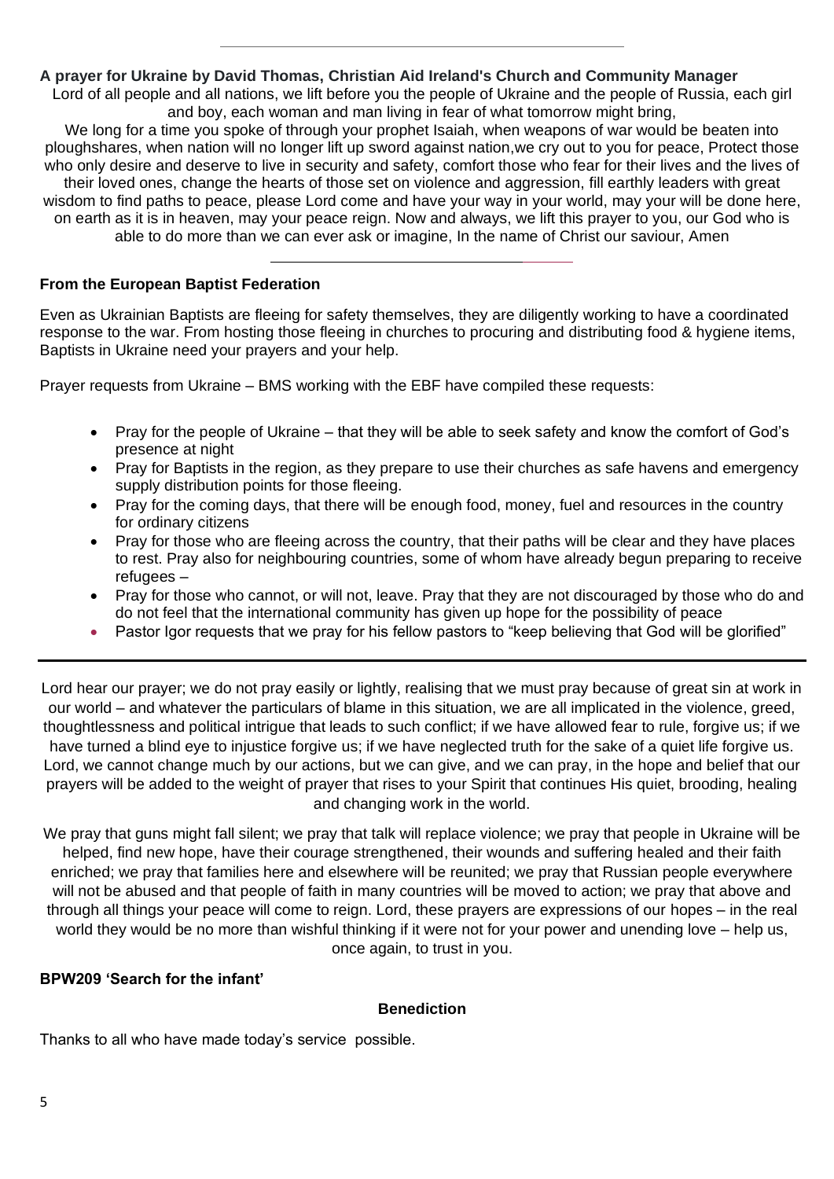**A prayer for Ukraine by David Thomas, Christian Aid Ireland's Church and Community Manager**

Lord of all people and all nations, we lift before you the people of Ukraine and the people of Russia, each girl and boy, each woman and man living in fear of what tomorrow might bring,
We long for a time you spoke of through your prophet Isaiah, when weapons of war would be beaten into ploughshares, when nation will no longer lift up sword against nation,we cry out to you for peace, Protect those who only desire and deserve to live in security and safety, comfort those who fear for their lives and the lives of their loved ones, change the hearts of those set on violence and aggression, fill earthly leaders with great wisdom to find paths to peace, please Lord come and have your way in your world, may your will be done here, on earth as it is in heaven, may your peace reign. Now and always, we lift this prayer to you, our God who is able to do more than we can ever ask or imagine, In the name of Christ our saviour, Amen

---

**From the European Baptist Federation**

Even as Ukrainian Baptists are fleeing for safety themselves, they are diligently working to have a coordinated response to the war. From hosting those fleeing in churches to procuring and distributing food & hygiene items, Baptists in Ukraine need your prayers and your help.

Prayer requests from Ukraine – BMS working with the EBF have compiled these requests:

- Pray for the people of Ukraine – that they will be able to seek safety and know the comfort of God's presence at night
- Pray for Baptists in the region, as they prepare to use their churches as safe havens and emergency supply distribution points for those fleeing.
- Pray for the coming days, that there will be enough food, money, fuel and resources in the country for ordinary citizens
- Pray for those who are fleeing across the country, that their paths will be clear and they have places to rest. Pray also for neighbouring countries, some of whom have already begun preparing to receive refugees –
- Pray for those who cannot, or will not, leave. Pray that they are not discouraged by those who do and do not feel that the international community has given up hope for the possibility of peace
- Pastor Igor requests that we pray for his fellow pastors to "keep believing that God will be glorified"

---

Lord hear our prayer; we do not pray easily or lightly, realising that we must pray because of great sin at work in our world – and whatever the particulars of blame in this situation, we are all implicated in the violence, greed, thoughtlessness and political intrigue that leads to such conflict; if we have allowed fear to rule, forgive us; if we have turned a blind eye to injustice forgive us; if we have neglected truth for the sake of a quiet life forgive us. Lord, we cannot change much by our actions, but we can give, and we can pray, in the hope and belief that our prayers will be added to the weight of prayer that rises to your Spirit that continues His quiet, brooding, healing and changing work in the world.

We pray that guns might fall silent; we pray that talk will replace violence; we pray that people in Ukraine will be helped, find new hope, have their courage strengthened, their wounds and suffering healed and their faith enriched; we pray that families here and elsewhere will be reunited; we pray that Russian people everywhere will not be abused and that people of faith in many countries will be moved to action; we pray that above and through all things your peace will come to reign. Lord, these prayers are expressions of our hopes – in the real world they would be no more than wishful thinking if it were not for your power and unending love – help us, once again, to trust in you.

**BPW209 'Search for the infant'**

**Benediction**

Thanks to all who have made today's service possible.